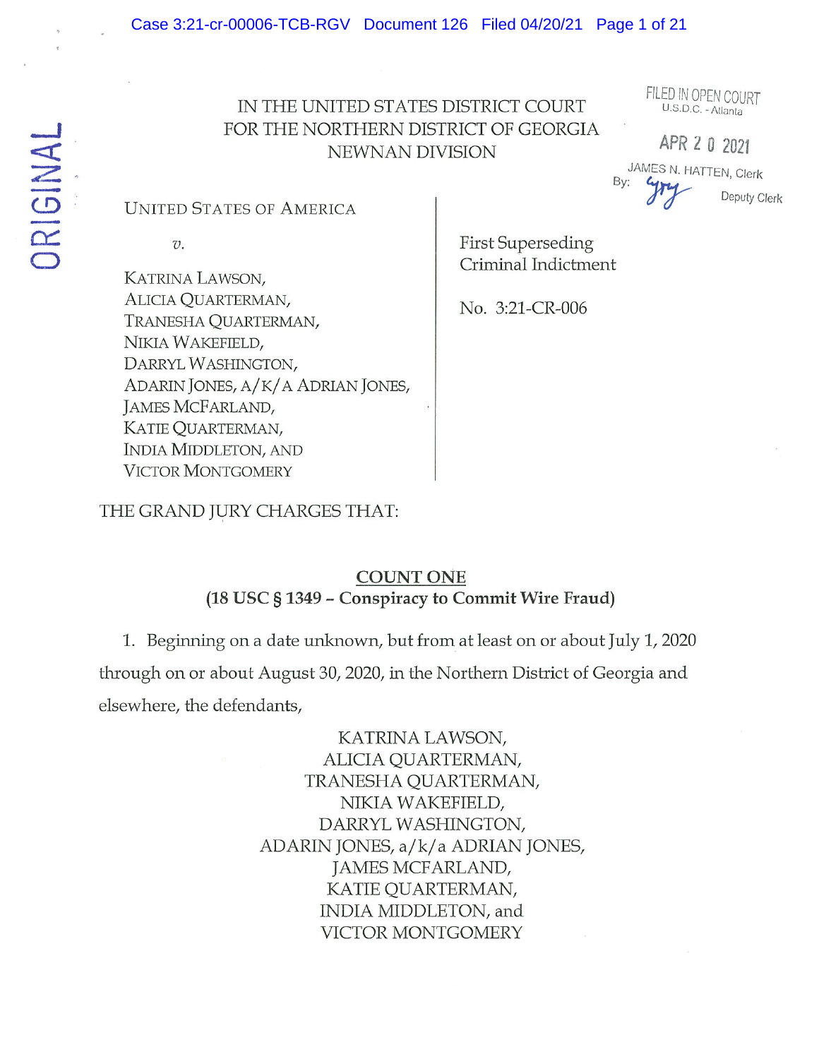ORIGINAL

FILED IN OPEN COURT
U.S.D.C. - Atlanta

APR 20 2021

JAMES N. HATTEN, Clerk
By: Deputy Clerk

IN THE UNITED STATES DISTRICT COURT
FOR THE NORTHERN DISTRICT OF GEORGIA
NEWNAN DIVISION

UNITED STATES OF AMERICA

*v.*

KATRINA LAWSON,
ALICIA QUARTERMAN,
TRANESHA QUARTERMAN,
NIKIA WAKEFIELD,
DARRYL WASHINGTON,
ADARIN JONES, A/K/A ADRIAN JONES,
JAMES MCFARLAND,
KATIE QUARTERMAN,
INDIA MIDDLETON, AND
VICTOR MONTGOMERY

First Superseding
Criminal Indictment

No. 3:21-CR-006

THE GRAND JURY CHARGES THAT:

## COUNT ONE
## (18 USC § 1349 – Conspiracy to Commit Wire Fraud)

1. Beginning on a date unknown, but from at least on or about July 1, 2020 through on or about August 30, 2020, in the Northern District of Georgia and elsewhere, the defendants,

KATRINA LAWSON,
ALICIA QUARTERMAN,
TRANESHA QUARTERMAN,
NIKIA WAKEFIELD,
DARRYL WASHINGTON,
ADARIN JONES, a/k/a ADRIAN JONES,
JAMES MCFARLAND,
KATIE QUARTERMAN,
INDIA MIDDLETON, and
VICTOR MONTGOMERY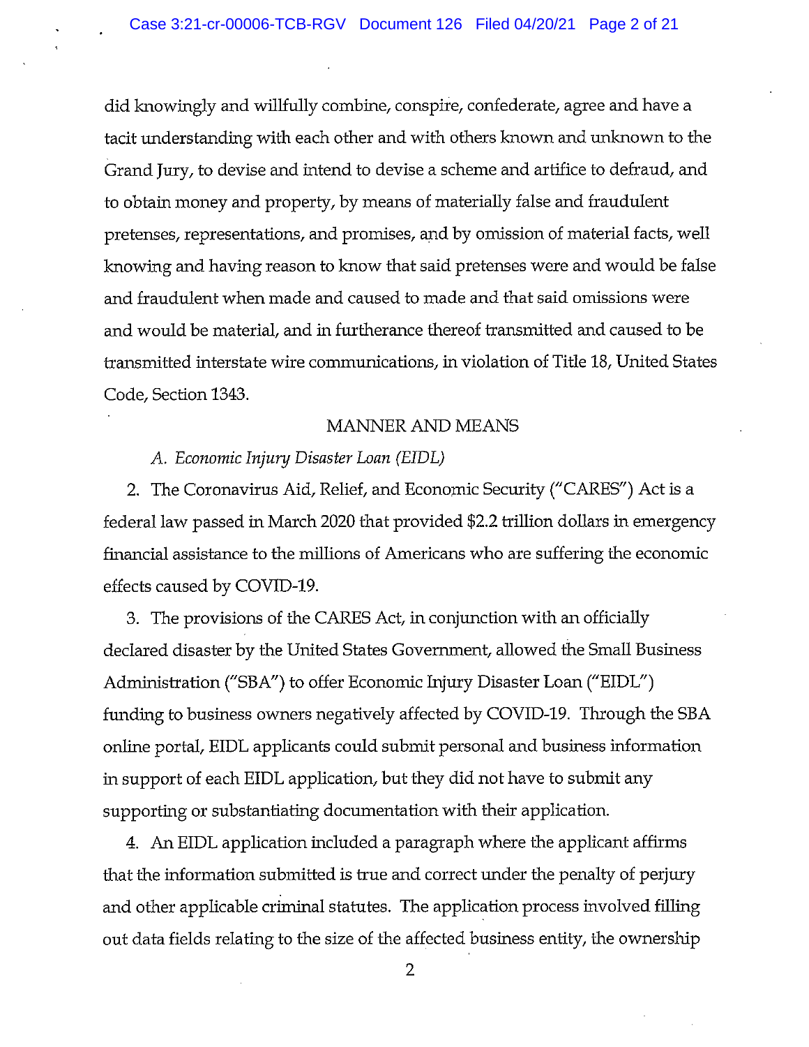did knowingly and willfully combine, conspire, confederate, agree and have a tacit understanding with each other and with others known and unknown to the Grand Jury, to devise and intend to devise a scheme and artifice to defraud, and to obtain money and property, by means of materially false and fraudulent pretenses, representations, and promises, and by omission of material facts, well knowing and having reason to know that said pretenses were and would be false and fraudulent when made and caused to made and that said omissions were and would be material, and in furtherance thereof transmitted and caused to be transmitted interstate wire communications, in violation of Title 18, United States Code, Section 1343.

MANNER AND MEANS

*A. Economic Injury Disaster Loan (EIDL)*

2. The Coronavirus Aid, Relief, and Economic Security ("CARES") Act is a federal law passed in March 2020 that provided $2.2 trillion dollars in emergency financial assistance to the millions of Americans who are suffering the economic effects caused by COVID-19.

3. The provisions of the CARES Act, in conjunction with an officially declared disaster by the United States Government, allowed the Small Business Administration ("SBA") to offer Economic Injury Disaster Loan ("EIDL") funding to business owners negatively affected by COVID-19. Through the SBA online portal, EIDL applicants could submit personal and business information in support of each EIDL application, but they did not have to submit any supporting or substantiating documentation with their application.

4. An EIDL application included a paragraph where the applicant affirms that the information submitted is true and correct under the penalty of perjury and other applicable criminal statutes. The application process involved filling out data fields relating to the size of the affected business entity, the ownership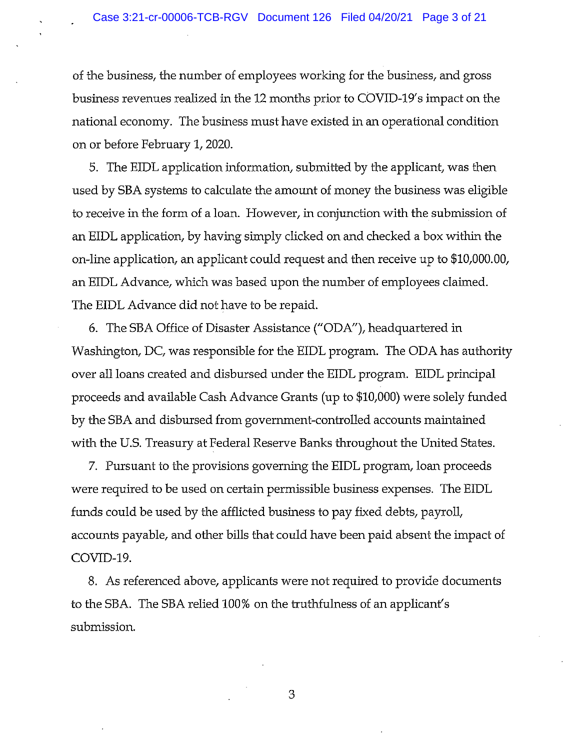of the business, the number of employees working for the business, and gross business revenues realized in the 12 months prior to COVID-19's impact on the national economy. The business must have existed in an operational condition on or before February 1, 2020.

5. The EIDL application information, submitted by the applicant, was then used by SBA systems to calculate the amount of money the business was eligible to receive in the form of a loan. However, in conjunction with the submission of an EIDL application, by having simply clicked on and checked a box within the on-line application, an applicant could request and then receive up to $10,000.00, an EIDL Advance, which was based upon the number of employees claimed. The EIDL Advance did not have to be repaid.

6. The SBA Office of Disaster Assistance ("ODA"), headquartered in Washington, DC, was responsible for the EIDL program. The ODA has authority over all loans created and disbursed under the EIDL program. EIDL principal proceeds and available Cash Advance Grants (up to $10,000) were solely funded by the SBA and disbursed from government-controlled accounts maintained with the U.S. Treasury at Federal Reserve Banks throughout the United States.

7. Pursuant to the provisions governing the EIDL program, loan proceeds were required to be used on certain permissible business expenses. The EIDL funds could be used by the afflicted business to pay fixed debts, payroll, accounts payable, and other bills that could have been paid absent the impact of COVID-19.

8. As referenced above, applicants were not required to provide documents to the SBA. The SBA relied 100% on the truthfulness of an applicant's submission.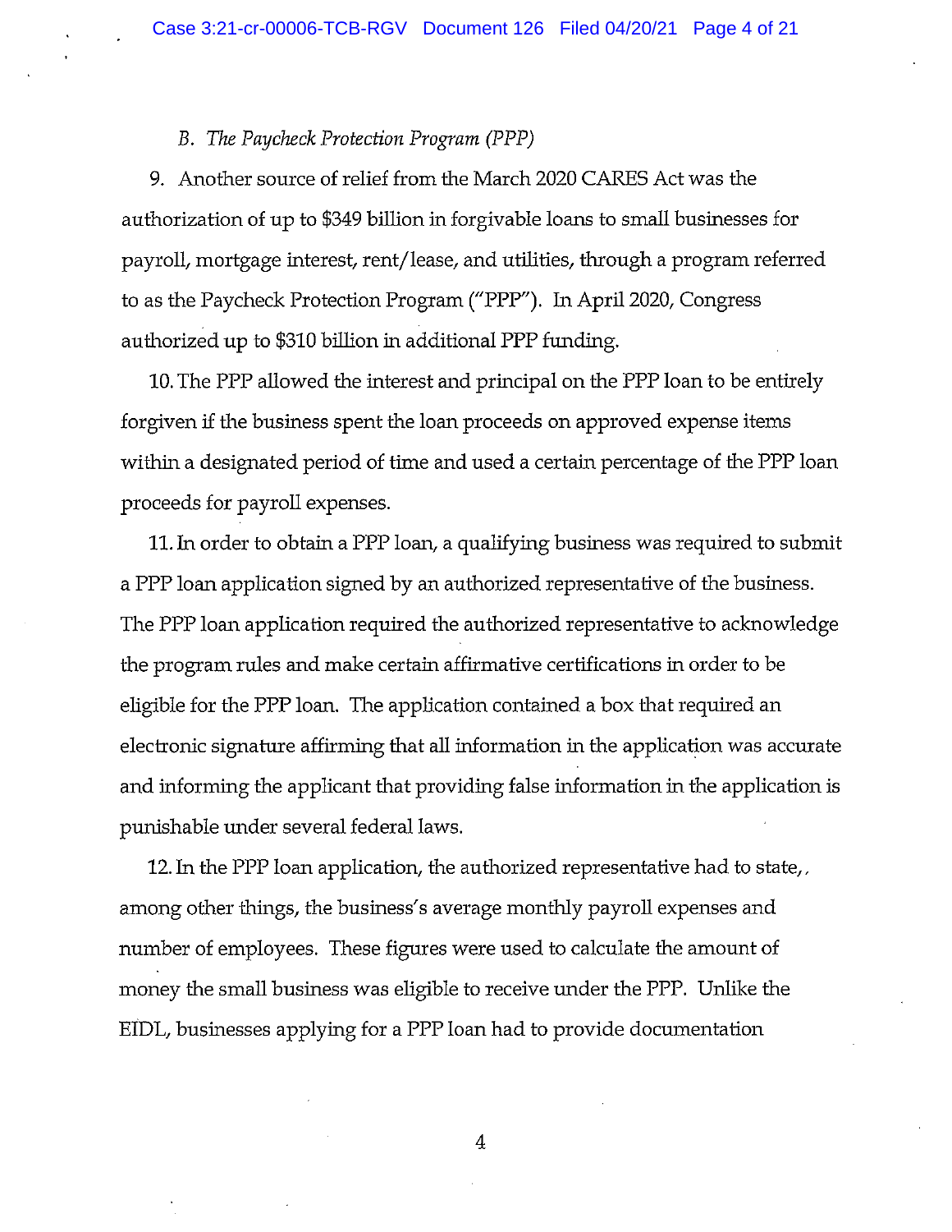*B. The Paycheck Protection Program (PPP)*

9. Another source of relief from the March 2020 CARES Act was the authorization of up to $349 billion in forgivable loans to small businesses for payroll, mortgage interest, rent/lease, and utilities, through a program referred to as the Paycheck Protection Program ("PPP"). In April 2020, Congress authorized up to $310 billion in additional PPP funding.

10. The PPP allowed the interest and principal on the PPP loan to be entirely forgiven if the business spent the loan proceeds on approved expense items within a designated period of time and used a certain percentage of the PPP loan proceeds for payroll expenses.

11. In order to obtain a PPP loan, a qualifying business was required to submit a PPP loan application signed by an authorized representative of the business. The PPP loan application required the authorized representative to acknowledge the program rules and make certain affirmative certifications in order to be eligible for the PPP loan. The application contained a box that required an electronic signature affirming that all information in the application was accurate and informing the applicant that providing false information in the application is punishable under several federal laws.

12. In the PPP loan application, the authorized representative had to state,, among other things, the business's average monthly payroll expenses and number of employees. These figures were used to calculate the amount of money the small business was eligible to receive under the PPP. Unlike the EIDL, businesses applying for a PPP loan had to provide documentation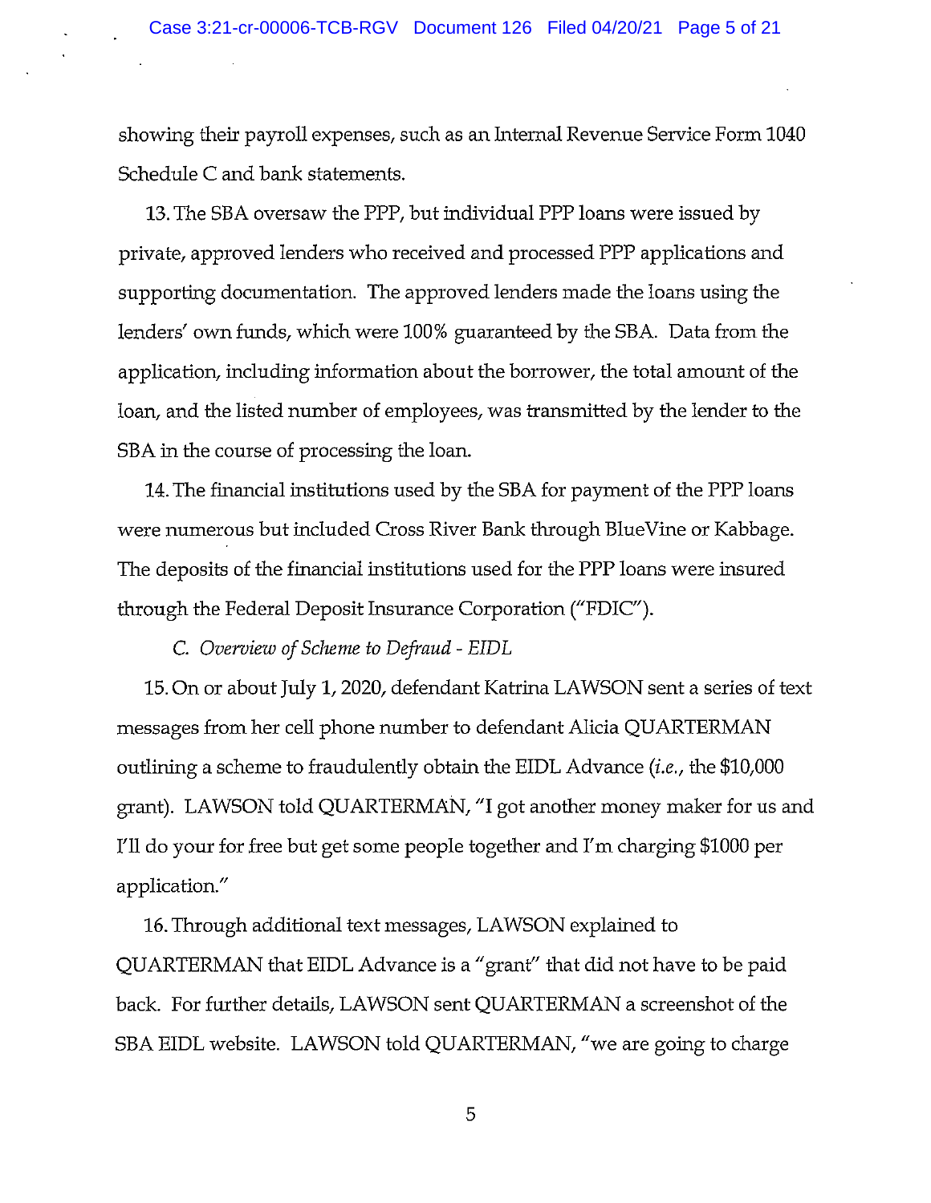showing their payroll expenses, such as an Internal Revenue Service Form 1040 Schedule C and bank statements.

13. The SBA oversaw the PPP, but individual PPP loans were issued by private, approved lenders who received and processed PPP applications and supporting documentation. The approved lenders made the loans using the lenders' own funds, which were 100% guaranteed by the SBA. Data from the application, including information about the borrower, the total amount of the loan, and the listed number of employees, was transmitted by the lender to the SBA in the course of processing the loan.

14. The financial institutions used by the SBA for payment of the PPP loans were numerous but included Cross River Bank through BlueVine or Kabbage. The deposits of the financial institutions used for the PPP loans were insured through the Federal Deposit Insurance Corporation ("FDIC").

*C. Overview of Scheme to Defraud - EIDL*

15. On or about July 1, 2020, defendant Katrina LAWSON sent a series of text messages from her cell phone number to defendant Alicia QUARTERMAN outlining a scheme to fraudulently obtain the EIDL Advance (*i.e.*, the $10,000 grant). LAWSON told QUARTERMAN, "I got another money maker for us and I'll do your for free but get some people together and I'm charging $1000 per application."

16. Through additional text messages, LAWSON explained to QUARTERMAN that EIDL Advance is a "grant" that did not have to be paid back. For further details, LAWSON sent QUARTERMAN a screenshot of the SBA EIDL website. LAWSON told QUARTERMAN, "we are going to charge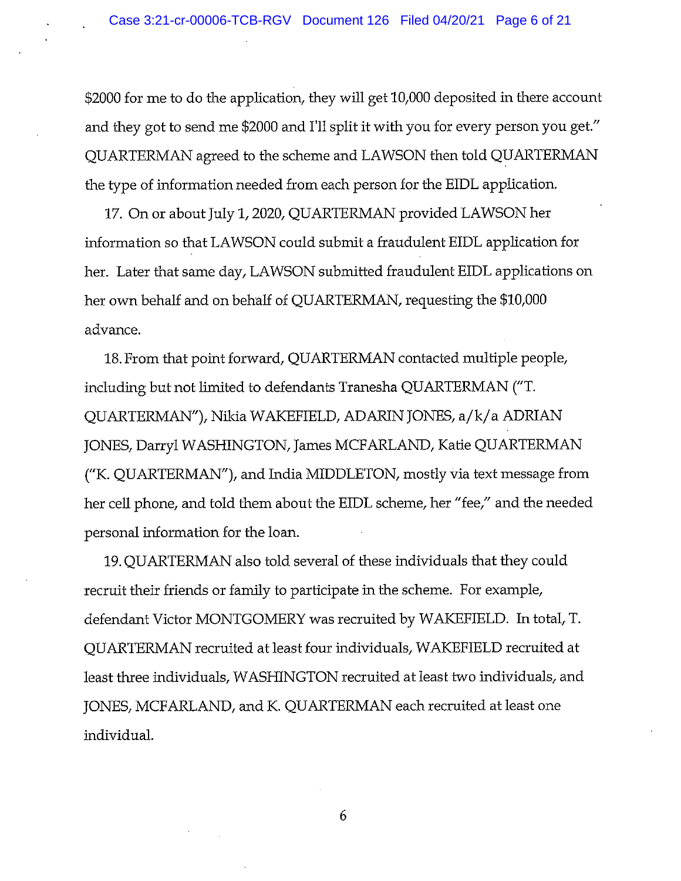$2000 for me to do the application, they will get 10,000 deposited in there account and they got to send me $2000 and I'll split it with you for every person you get." QUARTERMAN agreed to the scheme and LAWSON then told QUARTERMAN the type of information needed from each person for the EIDL application.

17. On or about July 1, 2020, QUARTERMAN provided LAWSON her information so that LAWSON could submit a fraudulent EIDL application for her. Later that same day, LAWSON submitted fraudulent EIDL applications on her own behalf and on behalf of QUARTERMAN, requesting the $10,000 advance.

18. From that point forward, QUARTERMAN contacted multiple people, including but not limited to defendants Tranesha QUARTERMAN ("T. QUARTERMAN"), Nikia WAKEFIELD, ADARIN JONES, a/k/a ADRIAN JONES, Darryl WASHINGTON, James MCFARLAND, Katie QUARTERMAN ("K. QUARTERMAN"), and India MIDDLETON, mostly via text message from her cell phone, and told them about the EIDL scheme, her "fee," and the needed personal information for the loan.

19. QUARTERMAN also told several of these individuals that they could recruit their friends or family to participate in the scheme. For example, defendant Victor MONTGOMERY was recruited by WAKEFIELD. In total, T. QUARTERMAN recruited at least four individuals, WAKEFIELD recruited at least three individuals, WASHINGTON recruited at least two individuals, and JONES, MCFARLAND, and K. QUARTERMAN each recruited at least one individual.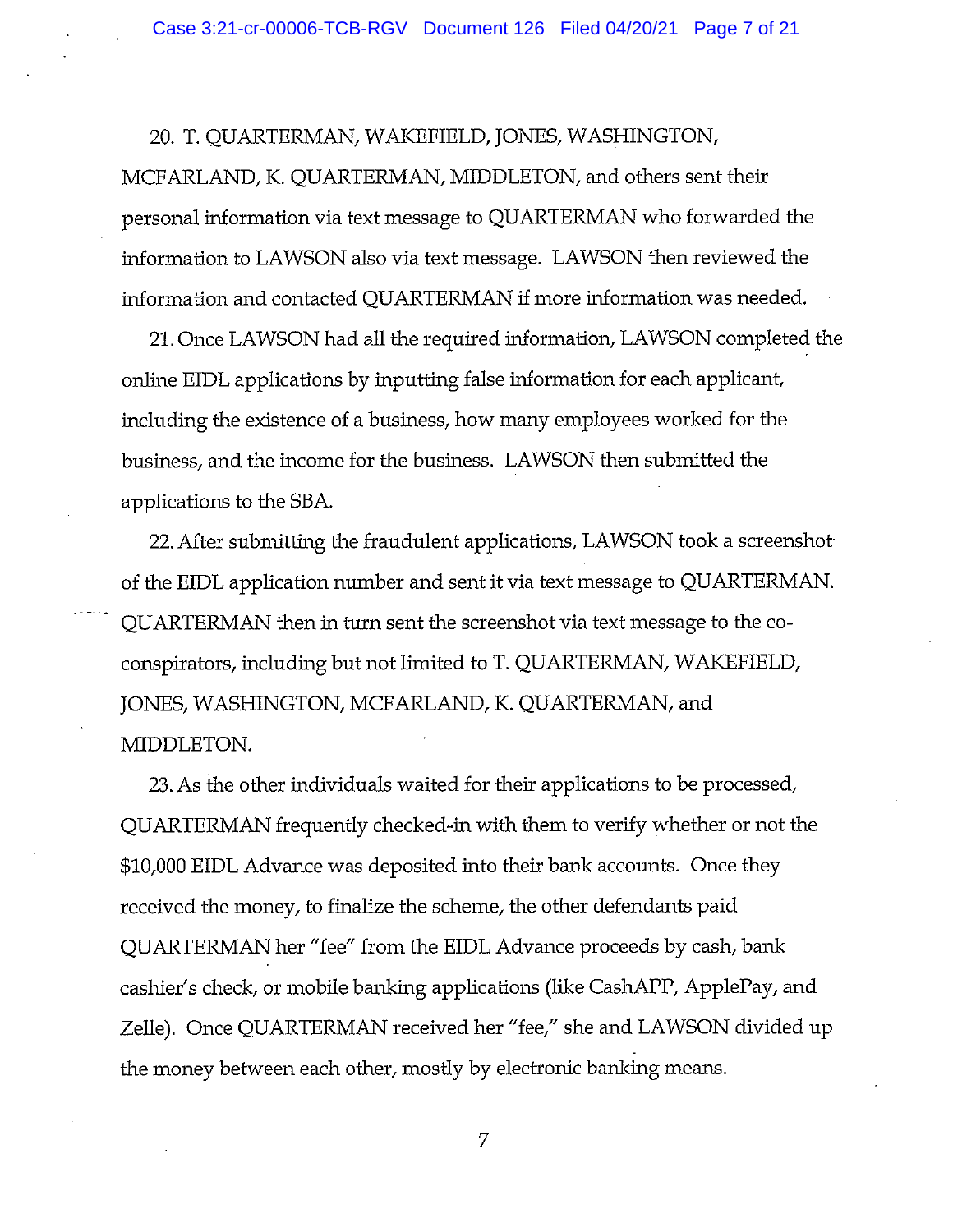20. T. QUARTERMAN, WAKEFIELD, JONES, WASHINGTON, MCFARLAND, K. QUARTERMAN, MIDDLETON, and others sent their personal information via text message to QUARTERMAN who forwarded the information to LAWSON also via text message. LAWSON then reviewed the information and contacted QUARTERMAN if more information was needed.

21. Once LAWSON had all the required information, LAWSON completed the online EIDL applications by inputting false information for each applicant, including the existence of a business, how many employees worked for the business, and the income for the business. LAWSON then submitted the applications to the SBA.

22. After submitting the fraudulent applications, LAWSON took a screenshot of the EIDL application number and sent it via text message to QUARTERMAN. QUARTERMAN then in turn sent the screenshot via text message to the co-conspirators, including but not limited to T. QUARTERMAN, WAKEFIELD, JONES, WASHINGTON, MCFARLAND, K. QUARTERMAN, and MIDDLETON.

23. As the other individuals waited for their applications to be processed, QUARTERMAN frequently checked-in with them to verify whether or not the $10,000 EIDL Advance was deposited into their bank accounts. Once they received the money, to finalize the scheme, the other defendants paid QUARTERMAN her "fee" from the EIDL Advance proceeds by cash, bank cashier's check, or mobile banking applications (like CashAPP, ApplePay, and Zelle). Once QUARTERMAN received her "fee," she and LAWSON divided up the money between each other, mostly by electronic banking means.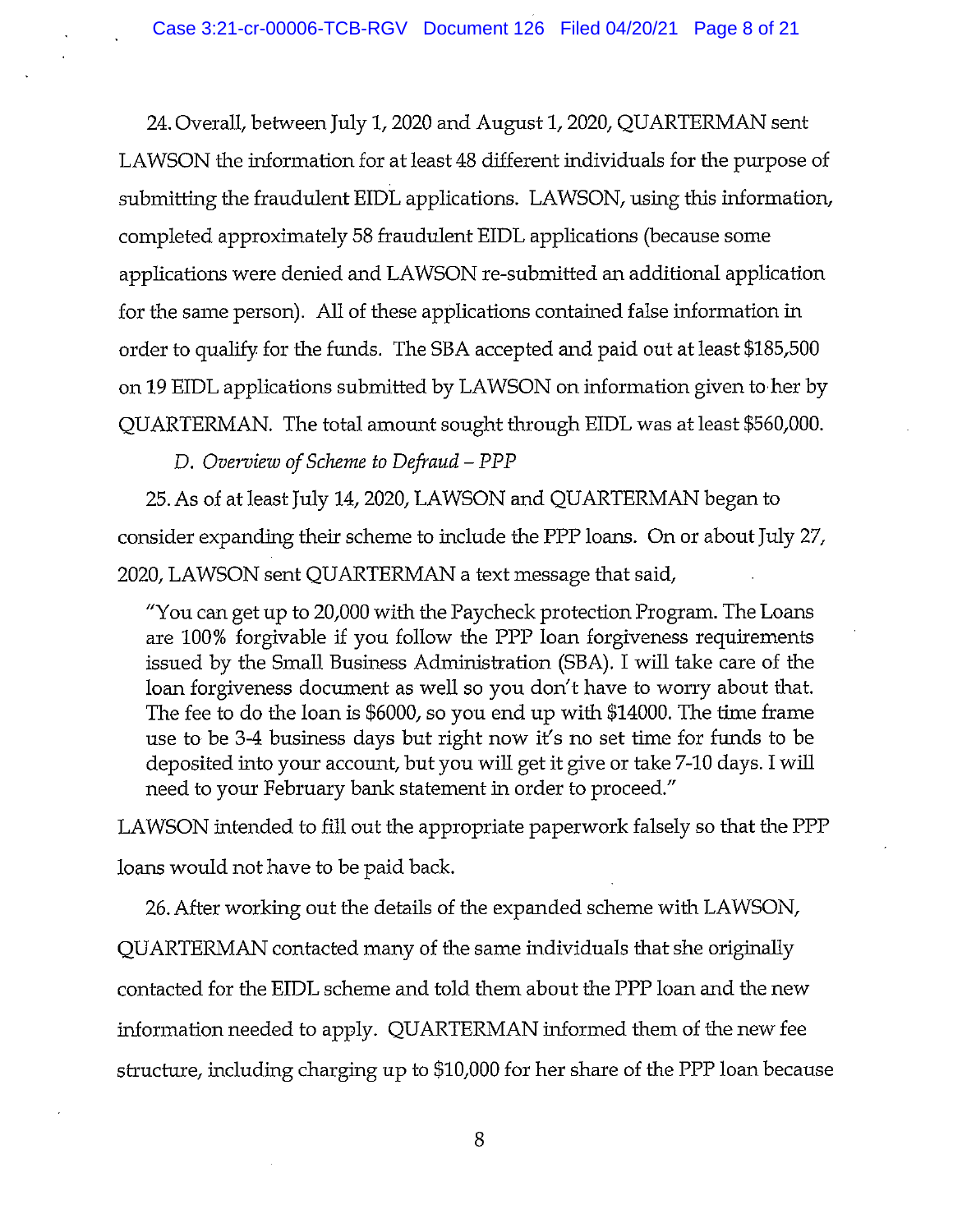24. Overall, between July 1, 2020 and August 1, 2020, QUARTERMAN sent LAWSON the information for at least 48 different individuals for the purpose of submitting the fraudulent EIDL applications. LAWSON, using this information, completed approximately 58 fraudulent EIDL applications (because some applications were denied and LAWSON re-submitted an additional application for the same person). All of these applications contained false information in order to qualify for the funds. The SBA accepted and paid out at least $185,500 on 19 EIDL applications submitted by LAWSON on information given to her by QUARTERMAN. The total amount sought through EIDL was at least $560,000.

*D. Overview of Scheme to Defraud – PPP*

25. As of at least July 14, 2020, LAWSON and QUARTERMAN began to consider expanding their scheme to include the PPP loans. On or about July 27, 2020, LAWSON sent QUARTERMAN a text message that said,

> "You can get up to 20,000 with the Paycheck protection Program. The Loans are 100% forgivable if you follow the PPP loan forgiveness requirements issued by the Small Business Administration (SBA). I will take care of the loan forgiveness document as well so you don't have to worry about that. The fee to do the loan is $6000, so you end up with $14000. The time frame use to be 3-4 business days but right now it's no set time for funds to be deposited into your account, but you will get it give or take 7-10 days. I will need to your February bank statement in order to proceed."

LAWSON intended to fill out the appropriate paperwork falsely so that the PPP loans would not have to be paid back.

26. After working out the details of the expanded scheme with LAWSON, QUARTERMAN contacted many of the same individuals that she originally contacted for the EIDL scheme and told them about the PPP loan and the new information needed to apply. QUARTERMAN informed them of the new fee structure, including charging up to $10,000 for her share of the PPP loan because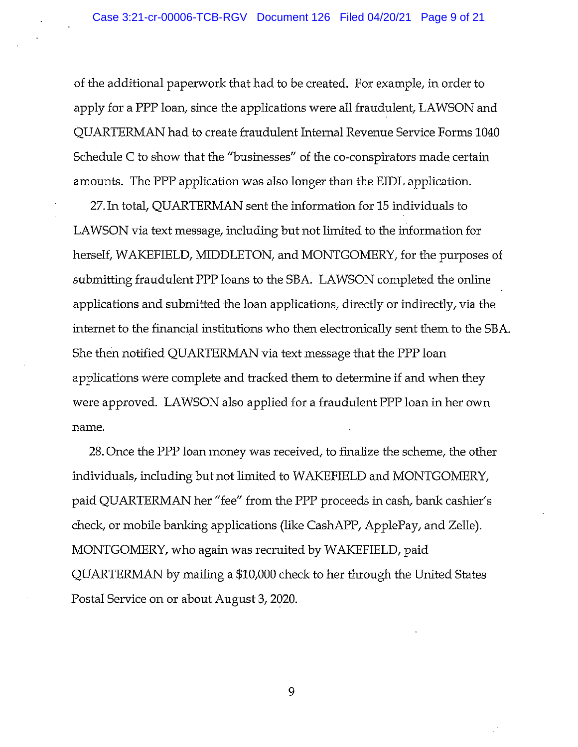of the additional paperwork that had to be created. For example, in order to apply for a PPP loan, since the applications were all fraudulent, LAWSON and QUARTERMAN had to create fraudulent Internal Revenue Service Forms 1040 Schedule C to show that the "businesses" of the co-conspirators made certain amounts. The PPP application was also longer than the EIDL application.

27. In total, QUARTERMAN sent the information for 15 individuals to LAWSON via text message, including but not limited to the information for herself, WAKEFIELD, MIDDLETON, and MONTGOMERY, for the purposes of submitting fraudulent PPP loans to the SBA. LAWSON completed the online applications and submitted the loan applications, directly or indirectly, via the internet to the financial institutions who then electronically sent them to the SBA. She then notified QUARTERMAN via text message that the PPP loan applications were complete and tracked them to determine if and when they were approved. LAWSON also applied for a fraudulent PPP loan in her own name.

28. Once the PPP loan money was received, to finalize the scheme, the other individuals, including but not limited to WAKEFIELD and MONTGOMERY, paid QUARTERMAN her "fee" from the PPP proceeds in cash, bank cashier's check, or mobile banking applications (like CashAPP, ApplePay, and Zelle). MONTGOMERY, who again was recruited by WAKEFIELD, paid QUARTERMAN by mailing a $10,000 check to her through the United States Postal Service on or about August 3, 2020.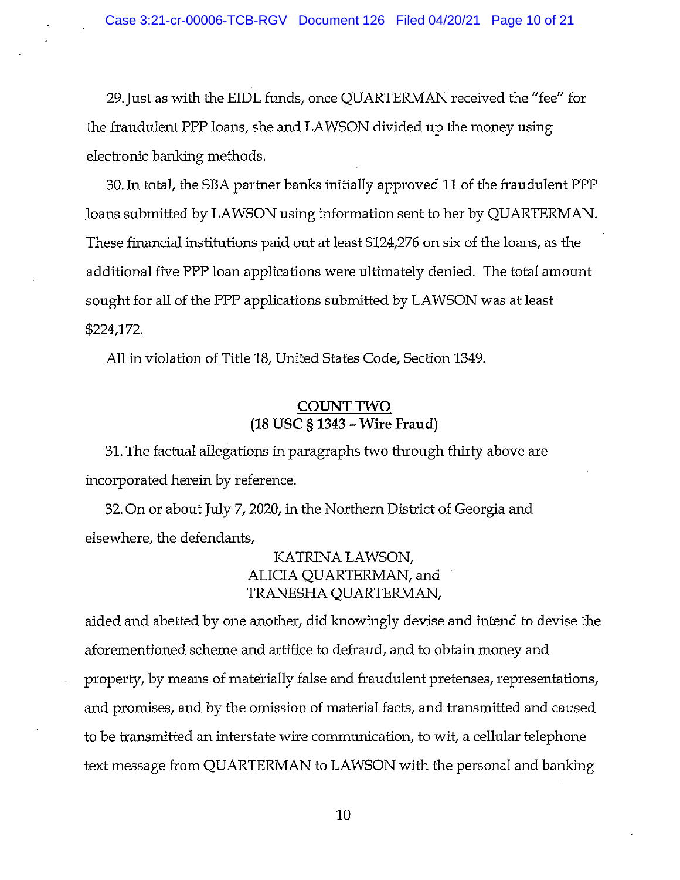29. Just as with the EIDL funds, once QUARTERMAN received the "fee" for the fraudulent PPP loans, she and LAWSON divided up the money using electronic banking methods.

30. In total, the SBA partner banks initially approved 11 of the fraudulent PPP loans submitted by LAWSON using information sent to her by QUARTERMAN. These financial institutions paid out at least $124,276 on six of the loans, as the additional five PPP loan applications were ultimately denied. The total amount sought for all of the PPP applications submitted by LAWSON was at least $224,172.

All in violation of Title 18, United States Code, Section 1349.

## COUNT TWO
## (18 USC § 1343 - Wire Fraud)

31. The factual allegations in paragraphs two through thirty above are incorporated herein by reference.

32. On or about July 7, 2020, in the Northern District of Georgia and elsewhere, the defendants,

KATRINA LAWSON,
ALICIA QUARTERMAN, and
TRANESHA QUARTERMAN,

aided and abetted by one another, did knowingly devise and intend to devise the aforementioned scheme and artifice to defraud, and to obtain money and property, by means of materially false and fraudulent pretenses, representations, and promises, and by the omission of material facts, and transmitted and caused to be transmitted an interstate wire communication, to wit, a cellular telephone text message from QUARTERMAN to LAWSON with the personal and banking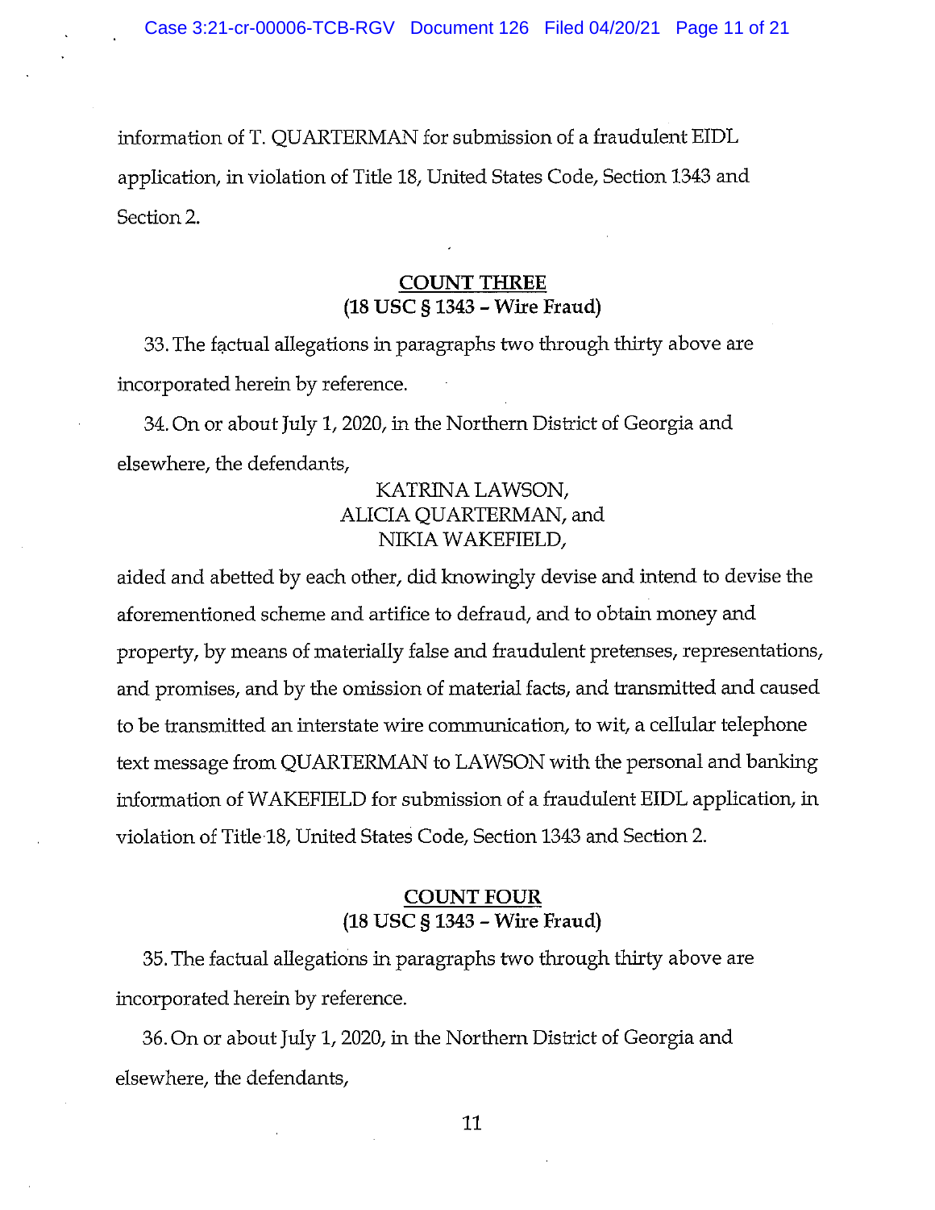information of T. QUARTERMAN for submission of a fraudulent EIDL application, in violation of Title 18, United States Code, Section 1343 and Section 2.

**COUNT THREE**
**(18 USC § 1343 – Wire Fraud)**

33. The factual allegations in paragraphs two through thirty above are incorporated herein by reference.

34. On or about July 1, 2020, in the Northern District of Georgia and elsewhere, the defendants,

KATRINA LAWSON,
ALICIA QUARTERMAN, and
NIKIA WAKEFIELD,

aided and abetted by each other, did knowingly devise and intend to devise the aforementioned scheme and artifice to defraud, and to obtain money and property, by means of materially false and fraudulent pretenses, representations, and promises, and by the omission of material facts, and transmitted and caused to be transmitted an interstate wire communication, to wit, a cellular telephone text message from QUARTERMAN to LAWSON with the personal and banking information of WAKEFIELD for submission of a fraudulent EIDL application, in violation of Title 18, United States Code, Section 1343 and Section 2.

**COUNT FOUR**
**(18 USC § 1343 – Wire Fraud)**

35. The factual allegations in paragraphs two through thirty above are incorporated herein by reference.

36. On or about July 1, 2020, in the Northern District of Georgia and elsewhere, the defendants,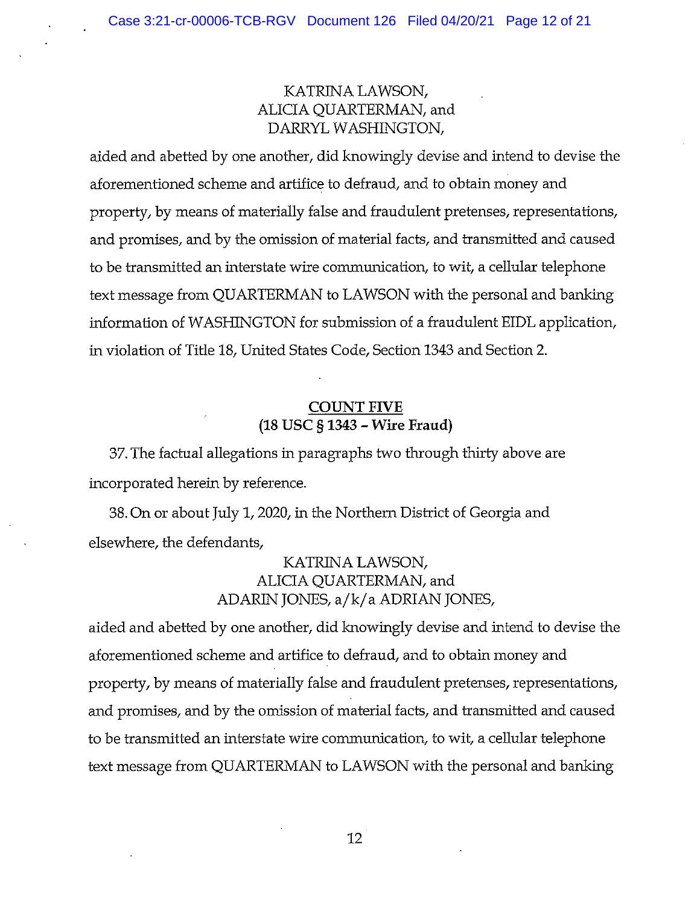KATRINA LAWSON,
ALICIA QUARTERMAN, and
DARRYL WASHINGTON,

aided and abetted by one another, did knowingly devise and intend to devise the aforementioned scheme and artifice to defraud, and to obtain money and property, by means of materially false and fraudulent pretenses, representations, and promises, and by the omission of material facts, and transmitted and caused to be transmitted an interstate wire communication, to wit, a cellular telephone text message from QUARTERMAN to LAWSON with the personal and banking information of WASHINGTON for submission of a fraudulent EIDL application, in violation of Title 18, United States Code, Section 1343 and Section 2.

## COUNT FIVE
### (18 USC § 1343 – Wire Fraud)

37. The factual allegations in paragraphs two through thirty above are incorporated herein by reference.

38. On or about July 1, 2020, in the Northern District of Georgia and elsewhere, the defendants,

KATRINA LAWSON,
ALICIA QUARTERMAN, and
ADARIN JONES, a/k/a ADRIAN JONES,

aided and abetted by one another, did knowingly devise and intend to devise the aforementioned scheme and artifice to defraud, and to obtain money and property, by means of materially false and fraudulent pretenses, representations, and promises, and by the omission of material facts, and transmitted and caused to be transmitted an interstate wire communication, to wit, a cellular telephone text message from QUARTERMAN to LAWSON with the personal and banking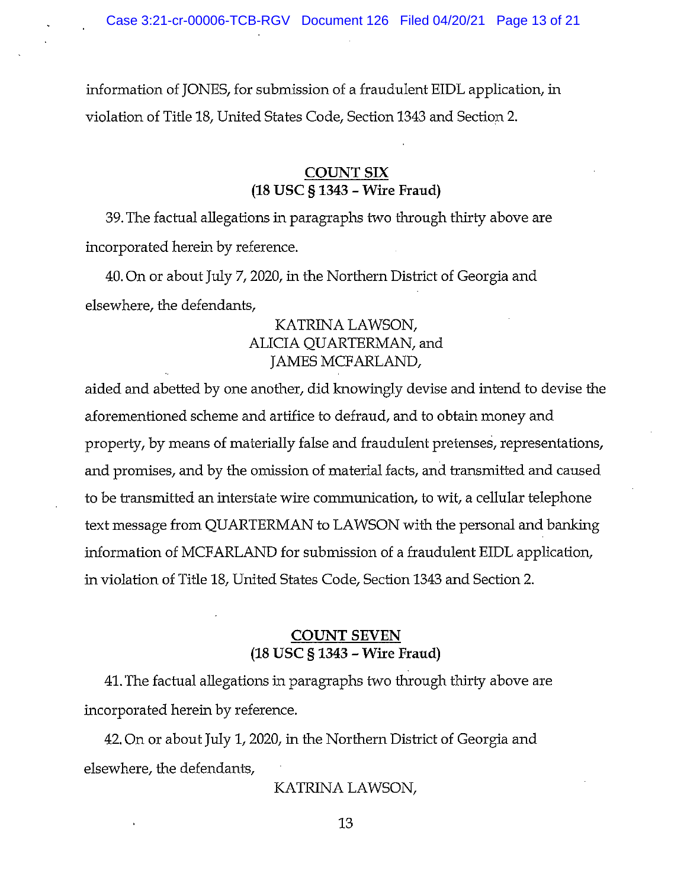information of JONES, for submission of a fraudulent EIDL application, in violation of Title 18, United States Code, Section 1343 and Section 2.

**COUNT SIX**
**(18 USC § 1343 – Wire Fraud)**

39. The factual allegations in paragraphs two through thirty above are incorporated herein by reference.

40. On or about July 7, 2020, in the Northern District of Georgia and elsewhere, the defendants,

KATRINA LAWSON,
ALICIA QUARTERMAN, and
JAMES MCFARLAND,

aided and abetted by one another, did knowingly devise and intend to devise the aforementioned scheme and artifice to defraud, and to obtain money and property, by means of materially false and fraudulent pretenses, representations, and promises, and by the omission of material facts, and transmitted and caused to be transmitted an interstate wire communication, to wit, a cellular telephone text message from QUARTERMAN to LAWSON with the personal and banking information of MCFARLAND for submission of a fraudulent EIDL application, in violation of Title 18, United States Code, Section 1343 and Section 2.

**COUNT SEVEN**
**(18 USC § 1343 – Wire Fraud)**

41. The factual allegations in paragraphs two through thirty above are incorporated herein by reference.

42. On or about July 1, 2020, in the Northern District of Georgia and elsewhere, the defendants,

KATRINA LAWSON,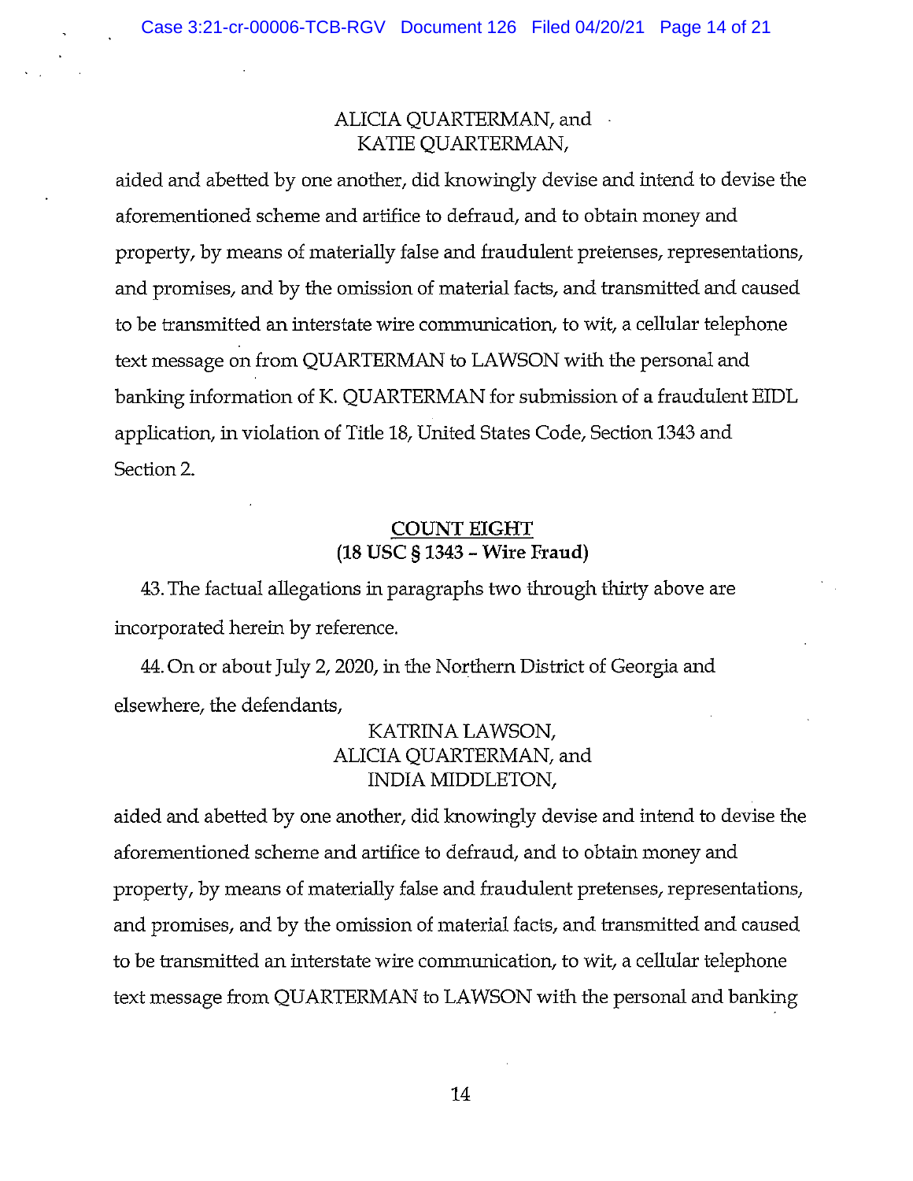ALICIA QUARTERMAN, and
KATIE QUARTERMAN,

aided and abetted by one another, did knowingly devise and intend to devise the aforementioned scheme and artifice to defraud, and to obtain money and property, by means of materially false and fraudulent pretenses, representations, and promises, and by the omission of material facts, and transmitted and caused to be transmitted an interstate wire communication, to wit, a cellular telephone text message on from QUARTERMAN to LAWSON with the personal and banking information of K. QUARTERMAN for submission of a fraudulent EIDL application, in violation of Title 18, United States Code, Section 1343 and Section 2.

## COUNT EIGHT
## (18 USC § 1343 – Wire Fraud)

43. The factual allegations in paragraphs two through thirty above are incorporated herein by reference.

44. On or about July 2, 2020, in the Northern District of Georgia and elsewhere, the defendants,

KATRINA LAWSON,
ALICIA QUARTERMAN, and
INDIA MIDDLETON,

aided and abetted by one another, did knowingly devise and intend to devise the aforementioned scheme and artifice to defraud, and to obtain money and property, by means of materially false and fraudulent pretenses, representations, and promises, and by the omission of material facts, and transmitted and caused to be transmitted an interstate wire communication, to wit, a cellular telephone text message from QUARTERMAN to LAWSON with the personal and banking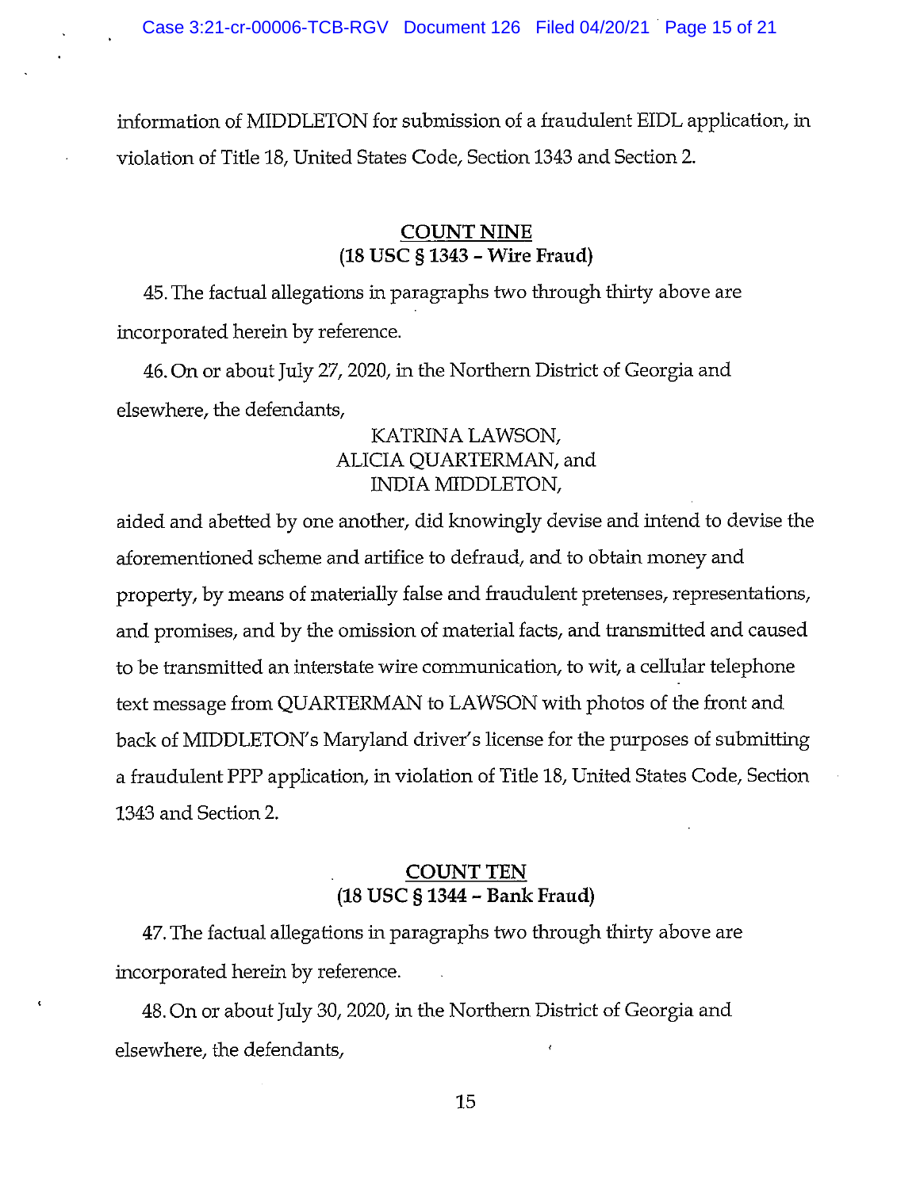information of MIDDLETON for submission of a fraudulent EIDL application, in violation of Title 18, United States Code, Section 1343 and Section 2.

## COUNT NINE
## (18 USC § 1343 – Wire Fraud)

45. The factual allegations in paragraphs two through thirty above are incorporated herein by reference.

46. On or about July 27, 2020, in the Northern District of Georgia and elsewhere, the defendants,

KATRINA LAWSON,
ALICIA QUARTERMAN, and
INDIA MIDDLETON,

aided and abetted by one another, did knowingly devise and intend to devise the aforementioned scheme and artifice to defraud, and to obtain money and property, by means of materially false and fraudulent pretenses, representations, and promises, and by the omission of material facts, and transmitted and caused to be transmitted an interstate wire communication, to wit, a cellular telephone text message from QUARTERMAN to LAWSON with photos of the front and back of MIDDLETON's Maryland driver's license for the purposes of submitting a fraudulent PPP application, in violation of Title 18, United States Code, Section 1343 and Section 2.

## COUNT TEN
## (18 USC § 1344 – Bank Fraud)

47. The factual allegations in paragraphs two through thirty above are incorporated herein by reference.

48. On or about July 30, 2020, in the Northern District of Georgia and elsewhere, the defendants,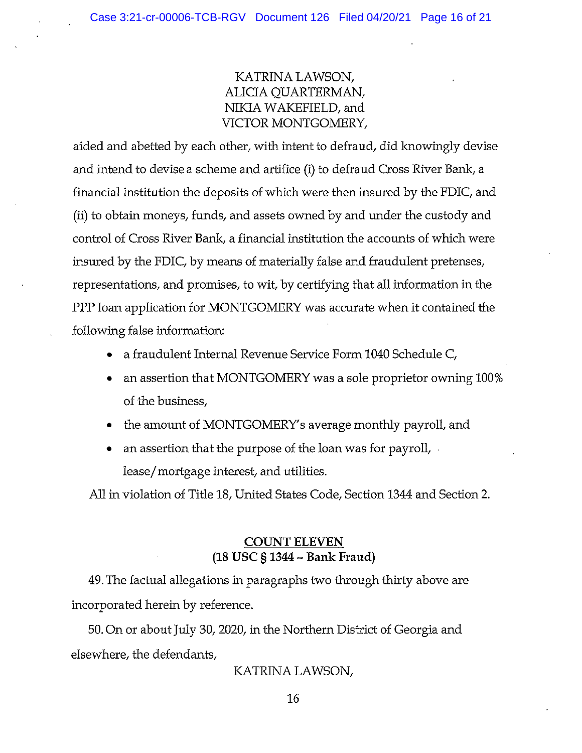KATRINA LAWSON,
ALICIA QUARTERMAN,
NIKIA WAKEFIELD, and
VICTOR MONTGOMERY,

aided and abetted by each other, with intent to defraud, did knowingly devise and intend to devise a scheme and artifice (i) to defraud Cross River Bank, a financial institution the deposits of which were then insured by the FDIC, and (ii) to obtain moneys, funds, and assets owned by and under the custody and control of Cross River Bank, a financial institution the accounts of which were insured by the FDIC, by means of materially false and fraudulent pretenses, representations, and promises, to wit, by certifying that all information in the PPP loan application for MONTGOMERY was accurate when it contained the following false information:

- a fraudulent Internal Revenue Service Form 1040 Schedule C,
- an assertion that MONTGOMERY was a sole proprietor owning 100% of the business,
- the amount of MONTGOMERY's average monthly payroll, and
- an assertion that the purpose of the loan was for payroll, lease/mortgage interest, and utilities.

All in violation of Title 18, United States Code, Section 1344 and Section 2.

**COUNT ELEVEN**
**(18 USC § 1344 – Bank Fraud)**

49. The factual allegations in paragraphs two through thirty above are incorporated herein by reference.

50. On or about July 30, 2020, in the Northern District of Georgia and elsewhere, the defendants,

KATRINA LAWSON,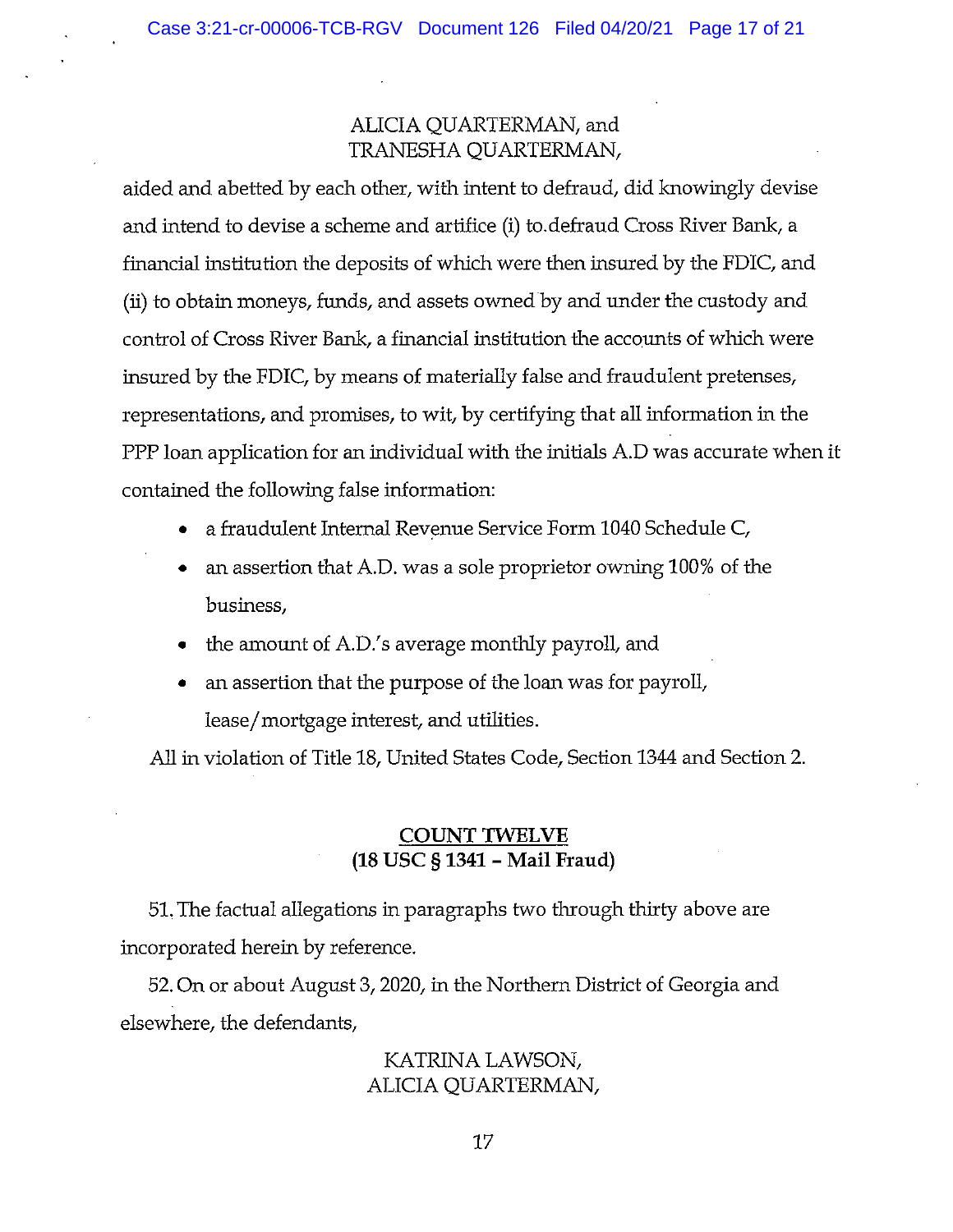ALICIA QUARTERMAN, and
TRANESHA QUARTERMAN,

aided and abetted by each other, with intent to defraud, did knowingly devise and intend to devise a scheme and artifice (i) to defraud Cross River Bank, a financial institution the deposits of which were then insured by the FDIC, and (ii) to obtain moneys, funds, and assets owned by and under the custody and control of Cross River Bank, a financial institution the accounts of which were insured by the FDIC, by means of materially false and fraudulent pretenses, representations, and promises, to wit, by certifying that all information in the PPP loan application for an individual with the initials A.D was accurate when it contained the following false information:

- a fraudulent Internal Revenue Service Form 1040 Schedule C,
- an assertion that A.D. was a sole proprietor owning 100% of the business,
- the amount of A.D.'s average monthly payroll, and
- an assertion that the purpose of the loan was for payroll, lease/mortgage interest, and utilities.

All in violation of Title 18, United States Code, Section 1344 and Section 2.

**COUNT TWELVE**
**(18 USC § 1341 – Mail Fraud)**

51. The factual allegations in paragraphs two through thirty above are incorporated herein by reference.

52. On or about August 3, 2020, in the Northern District of Georgia and elsewhere, the defendants,

KATRINA LAWSON,
ALICIA QUARTERMAN,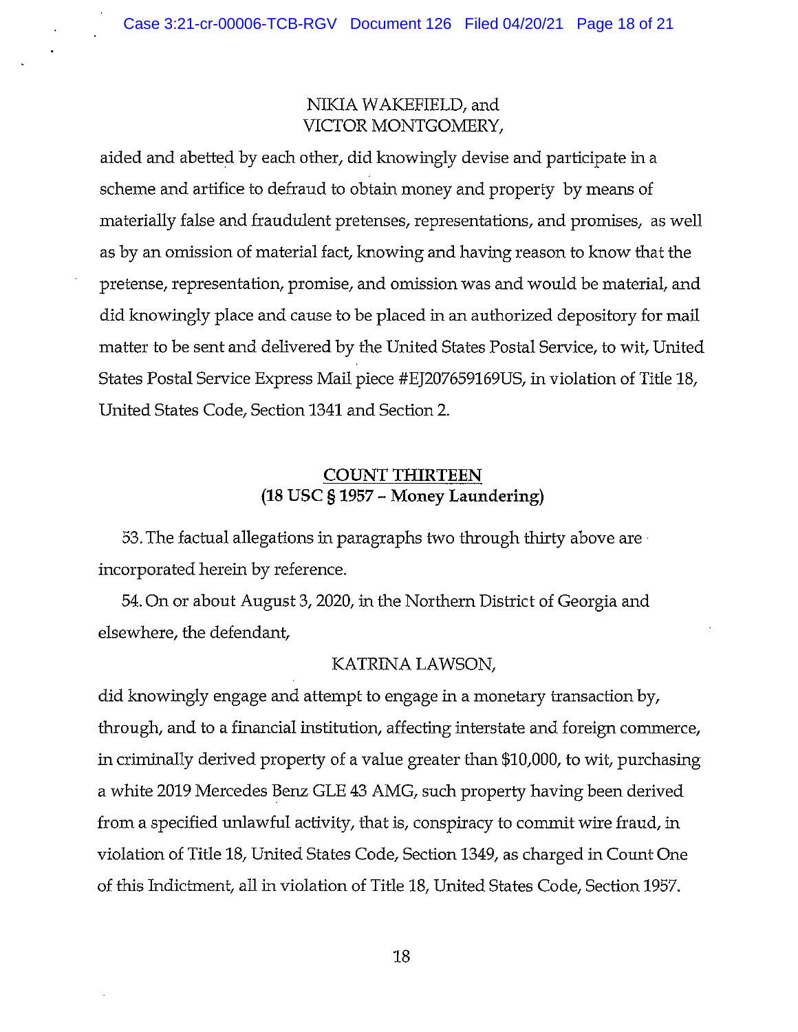NIKIA WAKEFIELD, and
VICTOR MONTGOMERY,

aided and abetted by each other, did knowingly devise and participate in a scheme and artifice to defraud to obtain money and property by means of materially false and fraudulent pretenses, representations, and promises, as well as by an omission of material fact, knowing and having reason to know that the pretense, representation, promise, and omission was and would be material, and did knowingly place and cause to be placed in an authorized depository for mail matter to be sent and delivered by the United States Postal Service, to wit, United States Postal Service Express Mail piece #EJ207659169US, in violation of Title 18, United States Code, Section 1341 and Section 2.

## COUNT THIRTEEN
## (18 USC § 1957 – Money Laundering)

53. The factual allegations in paragraphs two through thirty above are incorporated herein by reference.

54. On or about August 3, 2020, in the Northern District of Georgia and elsewhere, the defendant,

KATRINA LAWSON,

did knowingly engage and attempt to engage in a monetary transaction by, through, and to a financial institution, affecting interstate and foreign commerce, in criminally derived property of a value greater than $10,000, to wit, purchasing a white 2019 Mercedes Benz GLE 43 AMG, such property having been derived from a specified unlawful activity, that is, conspiracy to commit wire fraud, in violation of Title 18, United States Code, Section 1349, as charged in Count One of this Indictment, all in violation of Title 18, United States Code, Section 1957.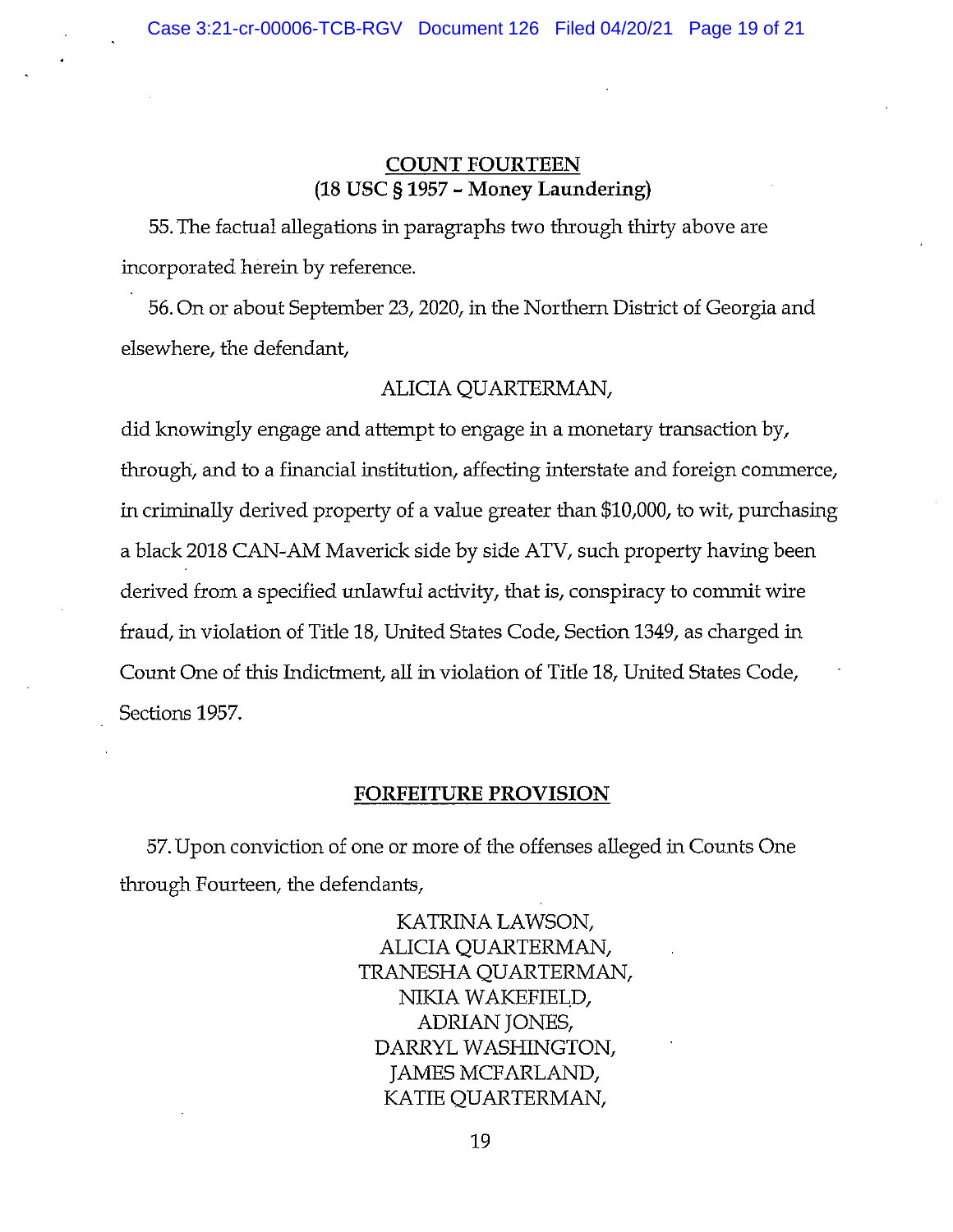## COUNT FOURTEEN
## (18 USC § 1957 - Money Laundering)

55. The factual allegations in paragraphs two through thirty above are incorporated herein by reference.

56. On or about September 23, 2020, in the Northern District of Georgia and elsewhere, the defendant,

ALICIA QUARTERMAN,

did knowingly engage and attempt to engage in a monetary transaction by, through, and to a financial institution, affecting interstate and foreign commerce, in criminally derived property of a value greater than $10,000, to wit, purchasing a black 2018 CAN-AM Maverick side by side ATV, such property having been derived from a specified unlawful activity, that is, conspiracy to commit wire fraud, in violation of Title 18, United States Code, Section 1349, as charged in Count One of this Indictment, all in violation of Title 18, United States Code, Sections 1957.

## FORFEITURE PROVISION

57. Upon conviction of one or more of the offenses alleged in Counts One through Fourteen, the defendants,

KATRINA LAWSON,
ALICIA QUARTERMAN,
TRANESHA QUARTERMAN,
NIKIA WAKEFIELD,
ADRIAN JONES,
DARRYL WASHINGTON,
JAMES MCFARLAND,
KATIE QUARTERMAN,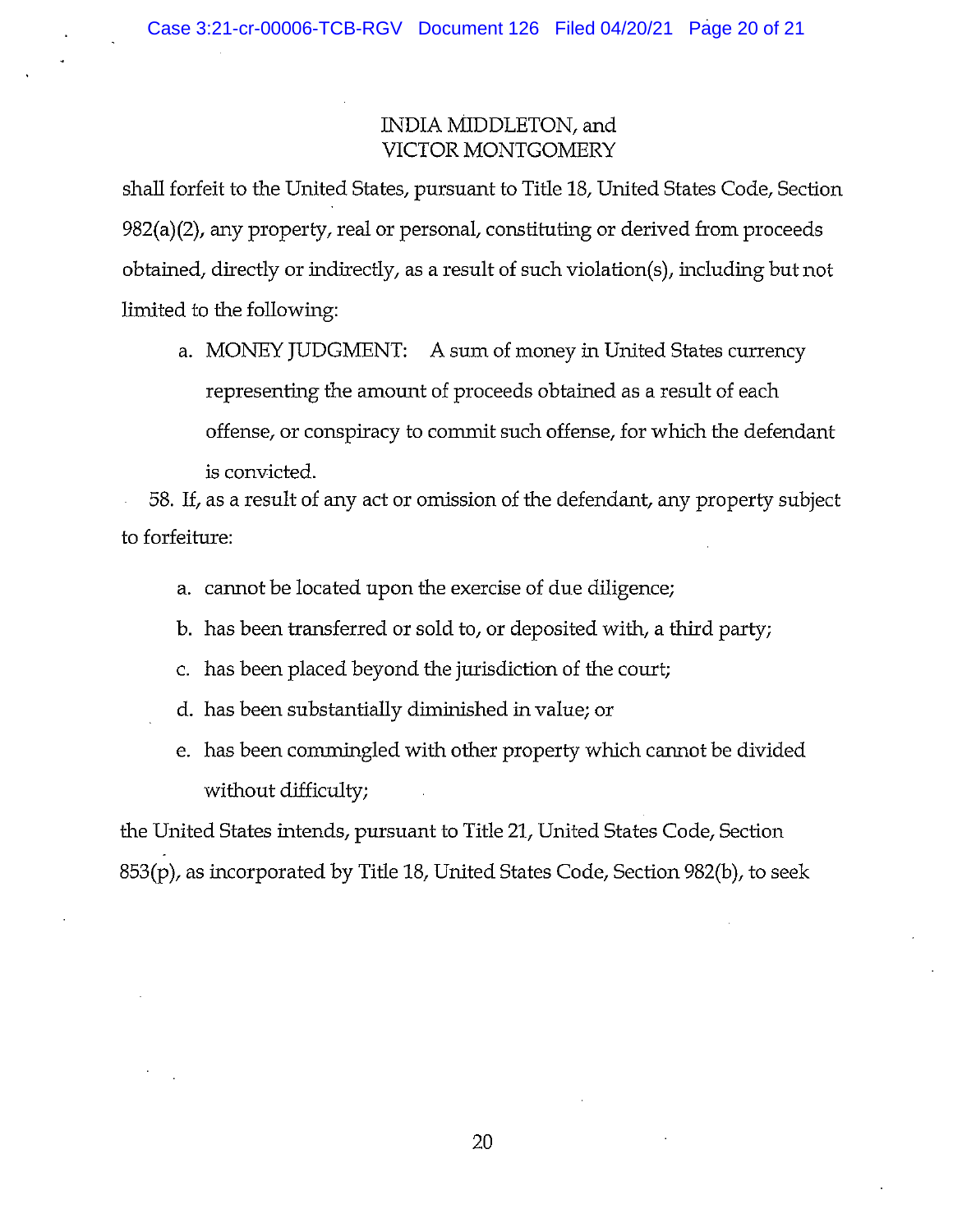INDIA MIDDLETON, and
VICTOR MONTGOMERY

shall forfeit to the United States, pursuant to Title 18, United States Code, Section 982(a)(2), any property, real or personal, constituting or derived from proceeds obtained, directly or indirectly, as a result of such violation(s), including but not limited to the following:

a. MONEY JUDGMENT: A sum of money in United States currency representing the amount of proceeds obtained as a result of each offense, or conspiracy to commit such offense, for which the defendant is convicted.

58. If, as a result of any act or omission of the defendant, any property subject to forfeiture:

a. cannot be located upon the exercise of due diligence;
b. has been transferred or sold to, or deposited with, a third party;
c. has been placed beyond the jurisdiction of the court;
d. has been substantially diminished in value; or
e. has been commingled with other property which cannot be divided without difficulty;

the United States intends, pursuant to Title 21, United States Code, Section 853(p), as incorporated by Title 18, United States Code, Section 982(b), to seek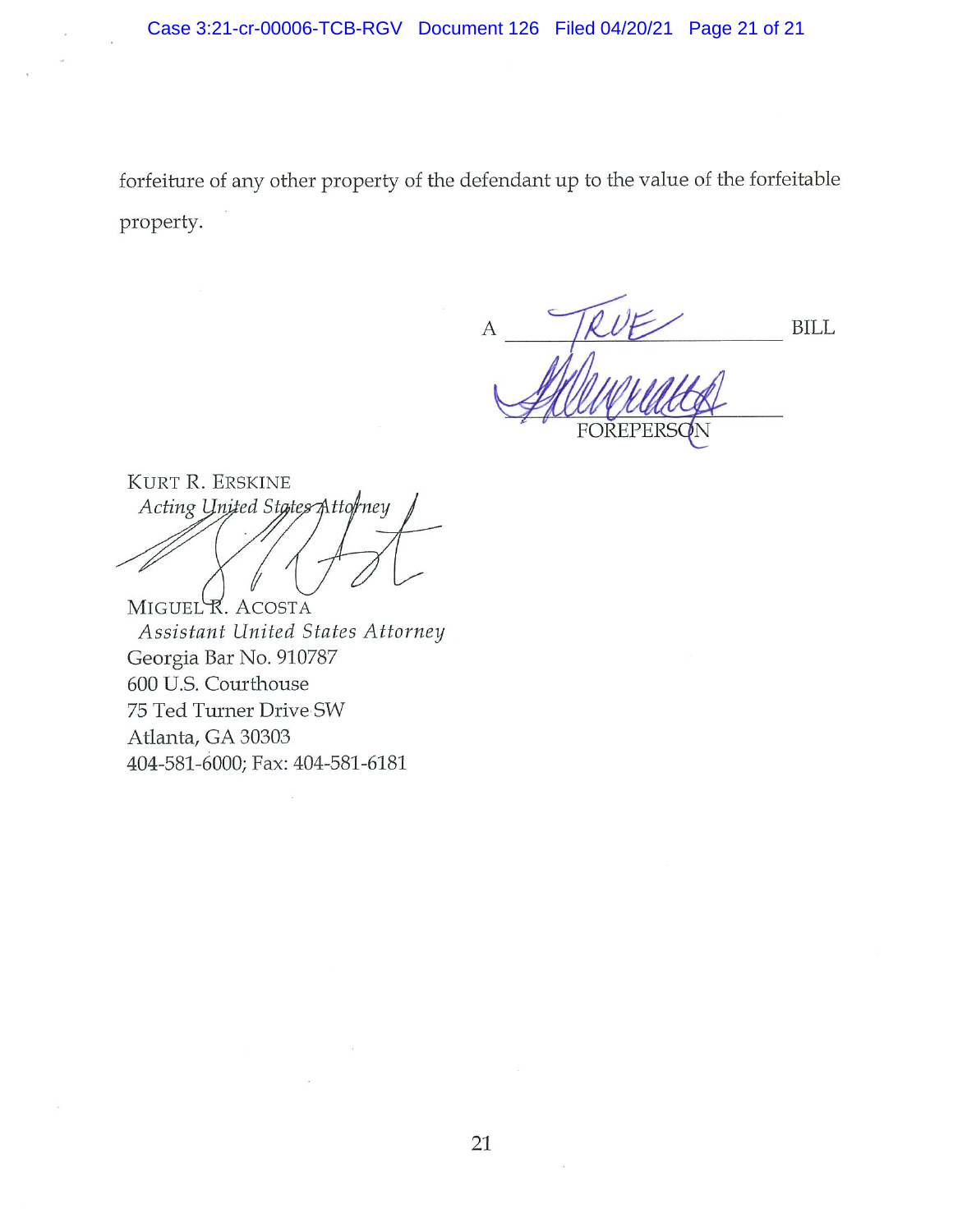forfeiture of any other property of the defendant up to the value of the forfeitable property.

A TRUE BILL

FOREPERSON

KURT R. ERSKINE
*Acting United States Attorney*

MIGUEL R. ACOSTA
*Assistant United States Attorney*
Georgia Bar No. 910787
600 U.S. Courthouse
75 Ted Turner Drive SW
Atlanta, GA 30303
404-581-6000; Fax: 404-581-6181